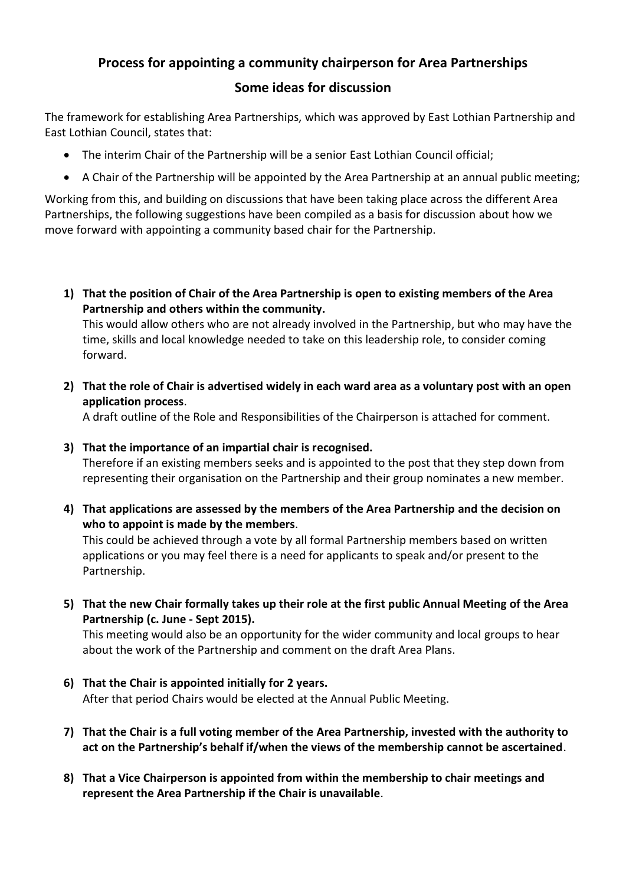# Process for appointing a community chairperson for Area Partnerships

## Some ideas for discussion

The framework for establishing Area Partnerships, which was approved by East Lothian Partnership and East Lothian Council, states that:

- The interim Chair of the Partnership will be a senior East Lothian Council official;
- A Chair of the Partnership will be appointed by the Area Partnership at an annual public meeting;

Working from this, and building on discussions that have been taking place across the different Area Partnerships, the following suggestions have been compiled as a basis for discussion about how we move forward with appointing a community based chair for the Partnership.

1) **That the position of Chair of the Area Partnership is open to existing members of the Area Partnership and others within the community.**
   This would allow others who are not already involved in the Partnership, but who may have the time, skills and local knowledge needed to take on this leadership role, to consider coming forward.

2) **That the role of Chair is advertised widely in each ward area as a voluntary post with an open application process**.
   A draft outline of the Role and Responsibilities of the Chairperson is attached for comment.

3) **That the importance of an impartial chair is recognised.**
   Therefore if an existing members seeks and is appointed to the post that they step down from representing their organisation on the Partnership and their group nominates a new member.

4) **That applications are assessed by the members of the Area Partnership and the decision on who to appoint is made by the members**.
   This could be achieved through a vote by all formal Partnership members based on written applications or you may feel there is a need for applicants to speak and/or present to the Partnership.

5) **That the new Chair formally takes up their role at the first public Annual Meeting of the Area Partnership (c. June - Sept 2015).**
   This meeting would also be an opportunity for the wider community and local groups to hear about the work of the Partnership and comment on the draft Area Plans.

6) **That the Chair is appointed initially for 2 years.**
   After that period Chairs would be elected at the Annual Public Meeting.

7) **That the Chair is a full voting member of the Area Partnership, invested with the authority to act on the Partnership's behalf if/when the views of the membership cannot be ascertained**.

8) **That a Vice Chairperson is appointed from within the membership to chair meetings and represent the Area Partnership if the Chair is unavailable**.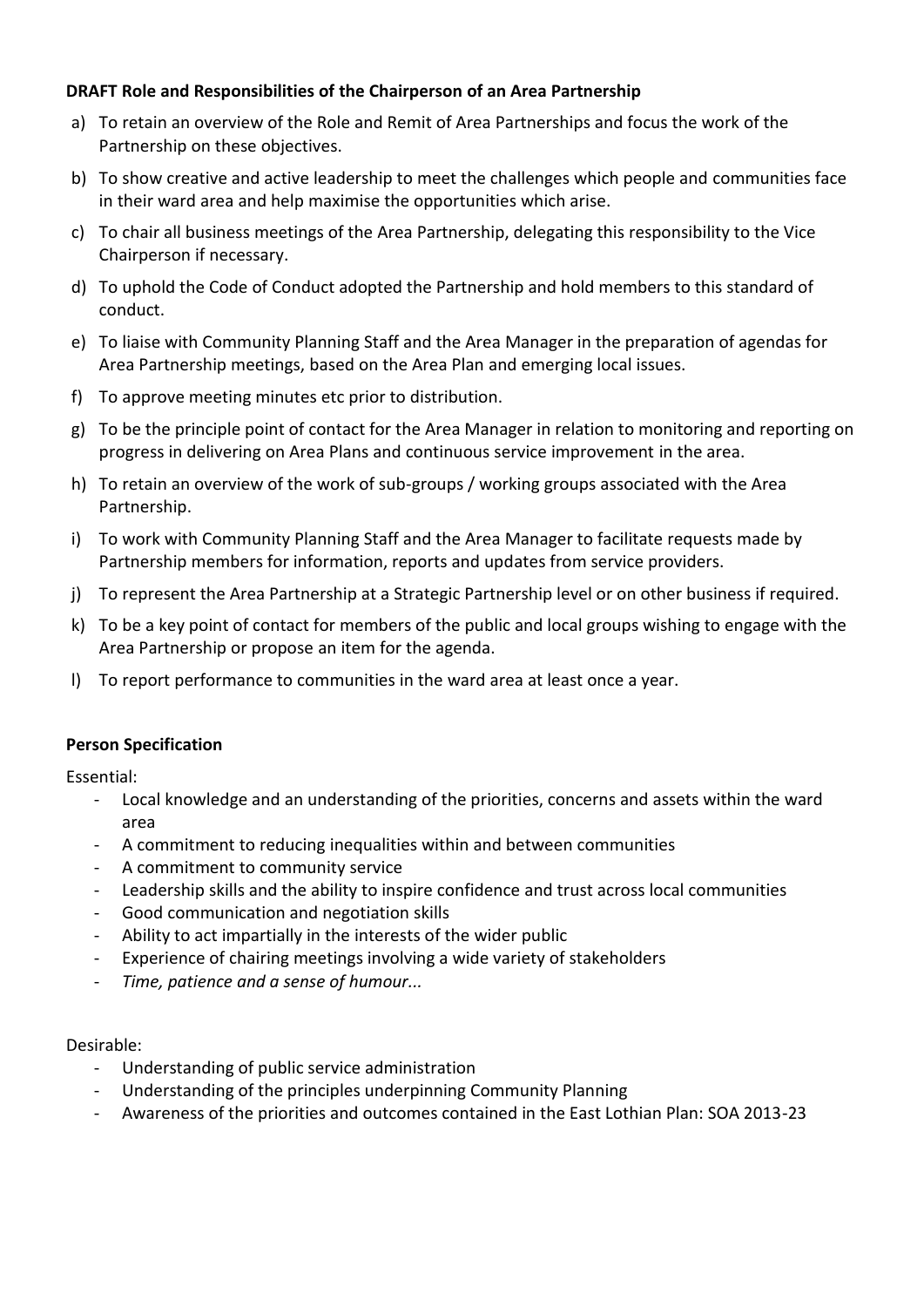**DRAFT Role and Responsibilities of the Chairperson of an Area Partnership**

a) To retain an overview of the Role and Remit of Area Partnerships and focus the work of the Partnership on these objectives.

b) To show creative and active leadership to meet the challenges which people and communities face in their ward area and help maximise the opportunities which arise.

c) To chair all business meetings of the Area Partnership, delegating this responsibility to the Vice Chairperson if necessary.

d) To uphold the Code of Conduct adopted the Partnership and hold members to this standard of conduct.

e) To liaise with Community Planning Staff and the Area Manager in the preparation of agendas for Area Partnership meetings, based on the Area Plan and emerging local issues.

f) To approve meeting minutes etc prior to distribution.

g) To be the principle point of contact for the Area Manager in relation to monitoring and reporting on progress in delivering on Area Plans and continuous service improvement in the area.

h) To retain an overview of the work of sub-groups / working groups associated with the Area Partnership.

i) To work with Community Planning Staff and the Area Manager to facilitate requests made by Partnership members for information, reports and updates from service providers.

j) To represent the Area Partnership at a Strategic Partnership level or on other business if required.

k) To be a key point of contact for members of the public and local groups wishing to engage with the Area Partnership or propose an item for the agenda.

l) To report performance to communities in the ward area at least once a year.

**Person Specification**

Essential:

- Local knowledge and an understanding of the priorities, concerns and assets within the ward area
- A commitment to reducing inequalities within and between communities
- A commitment to community service
- Leadership skills and the ability to inspire confidence and trust across local communities
- Good communication and negotiation skills
- Ability to act impartially in the interests of the wider public
- Experience of chairing meetings involving a wide variety of stakeholders
- *Time, patience and a sense of humour...*

Desirable:

- Understanding of public service administration
- Understanding of the principles underpinning Community Planning
- Awareness of the priorities and outcomes contained in the East Lothian Plan: SOA 2013-23